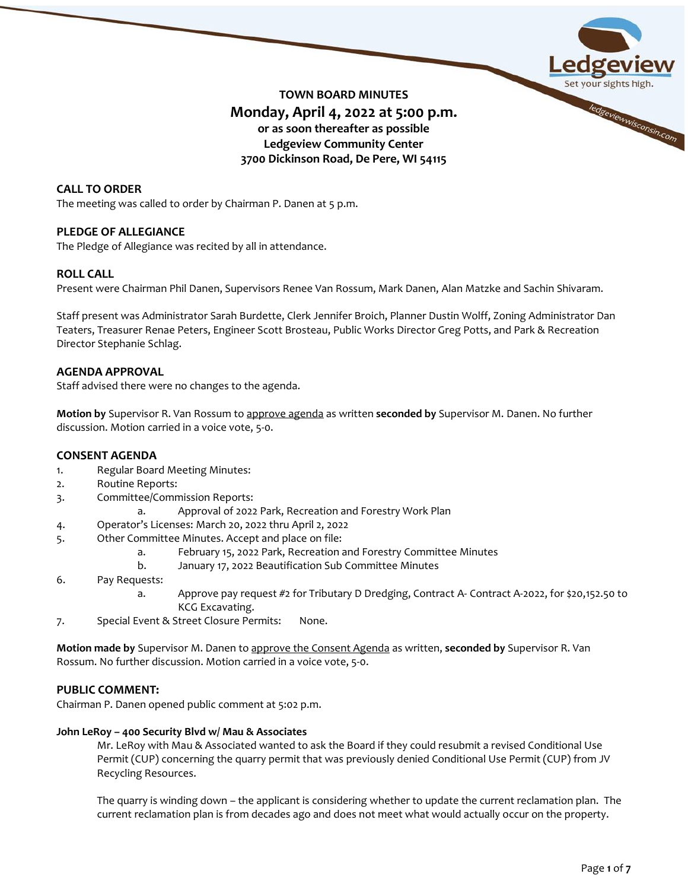# TOWN BOARD MINUTES

## Monday, April 4, 2022 at 5:00 p.m.

**or as soon thereafter as possible**
**Ledgeview Community Center**
**3700 Dickinson Road, De Pere, WI 54115**

### CALL TO ORDER

The meeting was called to order by Chairman P. Danen at 5 p.m.

### PLEDGE OF ALLEGIANCE

The Pledge of Allegiance was recited by all in attendance.

### ROLL CALL

Present were Chairman Phil Danen, Supervisors Renee Van Rossum, Mark Danen, Alan Matzke and Sachin Shivaram.

Staff present was Administrator Sarah Burdette, Clerk Jennifer Broich, Planner Dustin Wolff, Zoning Administrator Dan Teaters, Treasurer Renae Peters, Engineer Scott Brosteau, Public Works Director Greg Potts, and Park & Recreation Director Stephanie Schlag.

### AGENDA APPROVAL

Staff advised there were no changes to the agenda.

**Motion by** Supervisor R. Van Rossum to approve agenda as written **seconded by** Supervisor M. Danen. No further discussion. Motion carried in a voice vote, 5-0.

### CONSENT AGENDA

1. Regular Board Meeting Minutes:
2. Routine Reports:
3. Committee/Commission Reports:
   a. Approval of 2022 Park, Recreation and Forestry Work Plan
4. Operator's Licenses: March 20, 2022 thru April 2, 2022
5. Other Committee Minutes. Accept and place on file:
   a. February 15, 2022 Park, Recreation and Forestry Committee Minutes
   b. January 17, 2022 Beautification Sub Committee Minutes
6. Pay Requests:
   a. Approve pay request #2 for Tributary D Dredging, Contract A- Contract A-2022, for $20,152.50 to KCG Excavating.
7. Special Event & Street Closure Permits: None.

**Motion made by** Supervisor M. Danen to approve the Consent Agenda as written, **seconded by** Supervisor R. Van Rossum. No further discussion. Motion carried in a voice vote, 5-0.

### PUBLIC COMMENT:

Chairman P. Danen opened public comment at 5:02 p.m.

**John LeRoy – 400 Security Blvd w/ Mau & Associates**

Mr. LeRoy with Mau & Associated wanted to ask the Board if they could resubmit a revised Conditional Use Permit (CUP) concerning the quarry permit that was previously denied Conditional Use Permit (CUP) from JV Recycling Resources.

The quarry is winding down – the applicant is considering whether to update the current reclamation plan. The current reclamation plan is from decades ago and does not meet what would actually occur on the property.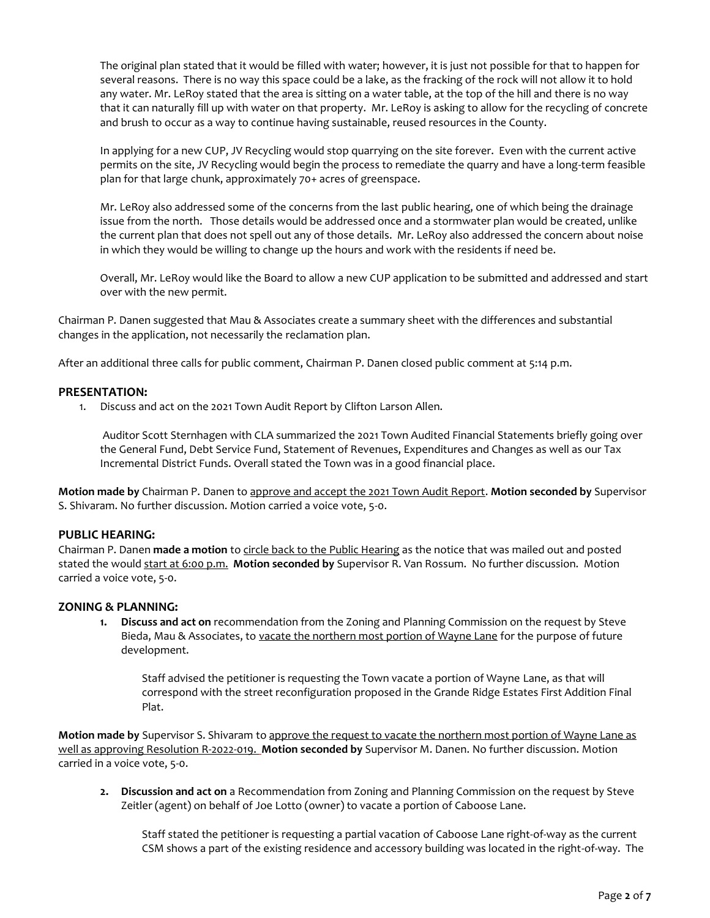The original plan stated that it would be filled with water; however, it is just not possible for that to happen for several reasons. There is no way this space could be a lake, as the fracking of the rock will not allow it to hold any water. Mr. LeRoy stated that the area is sitting on a water table, at the top of the hill and there is no way that it can naturally fill up with water on that property. Mr. LeRoy is asking to allow for the recycling of concrete and brush to occur as a way to continue having sustainable, reused resources in the County.

In applying for a new CUP, JV Recycling would stop quarrying on the site forever. Even with the current active permits on the site, JV Recycling would begin the process to remediate the quarry and have a long-term feasible plan for that large chunk, approximately 70+ acres of greenspace.

Mr. LeRoy also addressed some of the concerns from the last public hearing, one of which being the drainage issue from the north. Those details would be addressed once and a stormwater plan would be created, unlike the current plan that does not spell out any of those details. Mr. LeRoy also addressed the concern about noise in which they would be willing to change up the hours and work with the residents if need be.

Overall, Mr. LeRoy would like the Board to allow a new CUP application to be submitted and addressed and start over with the new permit.

Chairman P. Danen suggested that Mau & Associates create a summary sheet with the differences and substantial changes in the application, not necessarily the reclamation plan.

After an additional three calls for public comment, Chairman P. Danen closed public comment at 5:14 p.m.

## PRESENTATION:

1. Discuss and act on the 2021 Town Audit Report by Clifton Larson Allen.

   Auditor Scott Sternhagen with CLA summarized the 2021 Town Audited Financial Statements briefly going over the General Fund, Debt Service Fund, Statement of Revenues, Expenditures and Changes as well as our Tax Incremental District Funds. Overall stated the Town was in a good financial place.

**Motion made by** Chairman P. Danen to approve and accept the 2021 Town Audit Report. **Motion seconded by** Supervisor S. Shivaram. No further discussion. Motion carried a voice vote, 5-0.

## PUBLIC HEARING:

Chairman P. Danen **made a motion** to circle back to the Public Hearing as the notice that was mailed out and posted stated the would start at 6:00 p.m. **Motion seconded by** Supervisor R. Van Rossum. No further discussion. Motion carried a voice vote, 5-0.

## ZONING & PLANNING:

1. **Discuss and act on** recommendation from the Zoning and Planning Commission on the request by Steve Bieda, Mau & Associates, to vacate the northern most portion of Wayne Lane for the purpose of future development.

   Staff advised the petitioner is requesting the Town vacate a portion of Wayne Lane, as that will correspond with the street reconfiguration proposed in the Grande Ridge Estates First Addition Final Plat.

**Motion made by** Supervisor S. Shivaram to approve the request to vacate the northern most portion of Wayne Lane as well as approving Resolution R-2022-019. **Motion seconded by** Supervisor M. Danen. No further discussion. Motion carried in a voice vote, 5-0.

2. **Discussion and act on** a Recommendation from Zoning and Planning Commission on the request by Steve Zeitler (agent) on behalf of Joe Lotto (owner) to vacate a portion of Caboose Lane.

   Staff stated the petitioner is requesting a partial vacation of Caboose Lane right-of-way as the current CSM shows a part of the existing residence and accessory building was located in the right-of-way. The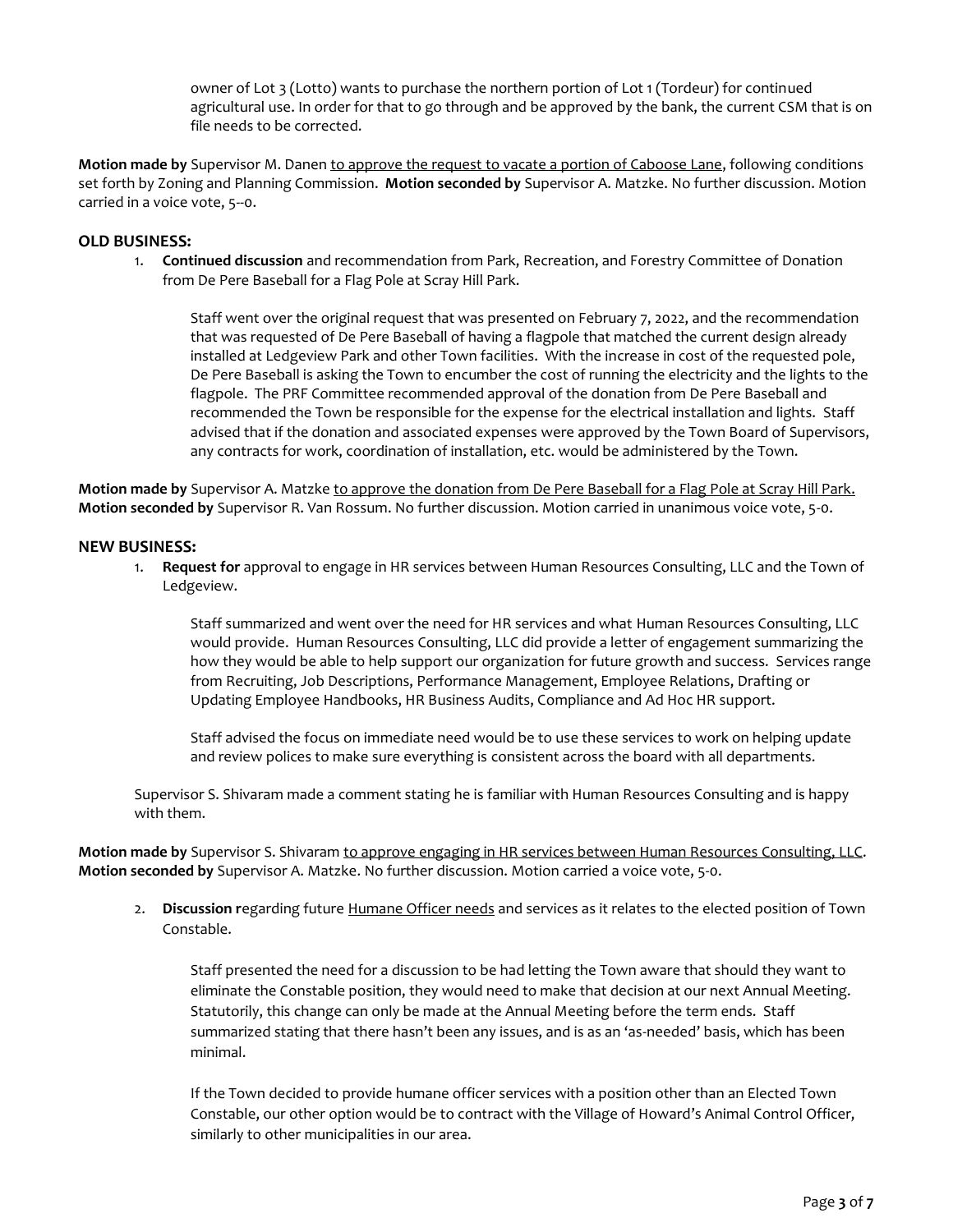owner of Lot 3 (Lotto) wants to purchase the northern portion of Lot 1 (Tordeur) for continued agricultural use. In order for that to go through and be approved by the bank, the current CSM that is on file needs to be corrected.

**Motion made by** Supervisor M. Danen to approve the request to vacate a portion of Caboose Lane, following conditions set forth by Zoning and Planning Commission. **Motion seconded by** Supervisor A. Matzke. No further discussion. Motion carried in a voice vote, 5--0.

## OLD BUSINESS:

1. **Continued discussion** and recommendation from Park, Recreation, and Forestry Committee of Donation from De Pere Baseball for a Flag Pole at Scray Hill Park.

   Staff went over the original request that was presented on February 7, 2022, and the recommendation that was requested of De Pere Baseball of having a flagpole that matched the current design already installed at Ledgeview Park and other Town facilities. With the increase in cost of the requested pole, De Pere Baseball is asking the Town to encumber the cost of running the electricity and the lights to the flagpole. The PRF Committee recommended approval of the donation from De Pere Baseball and recommended the Town be responsible for the expense for the electrical installation and lights. Staff advised that if the donation and associated expenses were approved by the Town Board of Supervisors, any contracts for work, coordination of installation, etc. would be administered by the Town.

**Motion made by** Supervisor A. Matzke to approve the donation from De Pere Baseball for a Flag Pole at Scray Hill Park. **Motion seconded by** Supervisor R. Van Rossum. No further discussion. Motion carried in unanimous voice vote, 5-0.

## NEW BUSINESS:

1. **Request for** approval to engage in HR services between Human Resources Consulting, LLC and the Town of Ledgeview.

   Staff summarized and went over the need for HR services and what Human Resources Consulting, LLC would provide. Human Resources Consulting, LLC did provide a letter of engagement summarizing the how they would be able to help support our organization for future growth and success. Services range from Recruiting, Job Descriptions, Performance Management, Employee Relations, Drafting or Updating Employee Handbooks, HR Business Audits, Compliance and Ad Hoc HR support.

   Staff advised the focus on immediate need would be to use these services to work on helping update and review polices to make sure everything is consistent across the board with all departments.

   Supervisor S. Shivaram made a comment stating he is familiar with Human Resources Consulting and is happy with them.

**Motion made by** Supervisor S. Shivaram to approve engaging in HR services between Human Resources Consulting, LLC. **Motion seconded by** Supervisor A. Matzke. No further discussion. Motion carried a voice vote, 5-0.

2. **Discussion r**egarding future Humane Officer needs and services as it relates to the elected position of Town Constable.

   Staff presented the need for a discussion to be had letting the Town aware that should they want to eliminate the Constable position, they would need to make that decision at our next Annual Meeting. Statutorily, this change can only be made at the Annual Meeting before the term ends. Staff summarized stating that there hasn't been any issues, and is as an 'as-needed' basis, which has been minimal.

   If the Town decided to provide humane officer services with a position other than an Elected Town Constable, our other option would be to contract with the Village of Howard's Animal Control Officer, similarly to other municipalities in our area.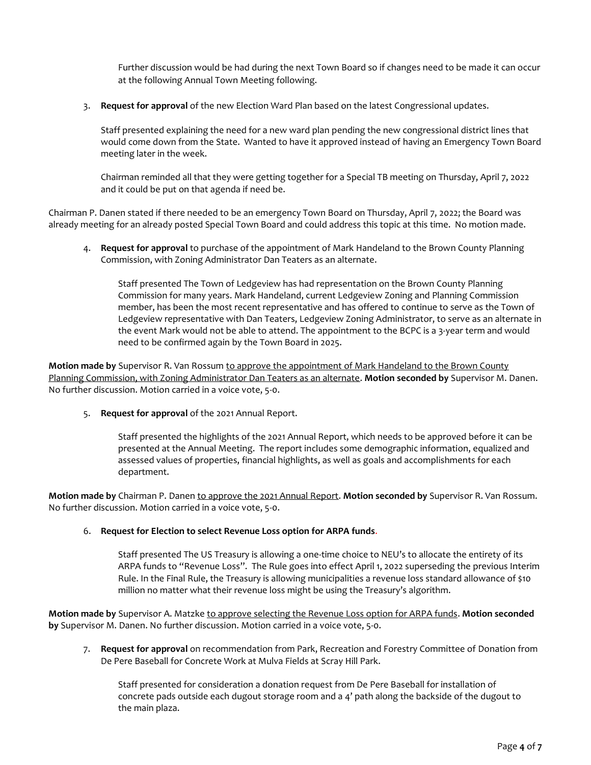Further discussion would be had during the next Town Board so if changes need to be made it can occur at the following Annual Town Meeting following.

3. **Request for approval** of the new Election Ward Plan based on the latest Congressional updates.

   Staff presented explaining the need for a new ward plan pending the new congressional district lines that would come down from the State. Wanted to have it approved instead of having an Emergency Town Board meeting later in the week.

   Chairman reminded all that they were getting together for a Special TB meeting on Thursday, April 7, 2022 and it could be put on that agenda if need be.

Chairman P. Danen stated if there needed to be an emergency Town Board on Thursday, April 7, 2022; the Board was already meeting for an already posted Special Town Board and could address this topic at this time. No motion made.

4. **Request for approval** to purchase of the appointment of Mark Handeland to the Brown County Planning Commission, with Zoning Administrator Dan Teaters as an alternate.

   Staff presented The Town of Ledgeview has had representation on the Brown County Planning Commission for many years. Mark Handeland, current Ledgeview Zoning and Planning Commission member, has been the most recent representative and has offered to continue to serve as the Town of Ledgeview representative with Dan Teaters, Ledgeview Zoning Administrator, to serve as an alternate in the event Mark would not be able to attend. The appointment to the BCPC is a 3-year term and would need to be confirmed again by the Town Board in 2025.

**Motion made by** Supervisor R. Van Rossum to approve the appointment of Mark Handeland to the Brown County Planning Commission, with Zoning Administrator Dan Teaters as an alternate. **Motion seconded by** Supervisor M. Danen. No further discussion. Motion carried in a voice vote, 5-0.

5. **Request for approval** of the 2021 Annual Report.

   Staff presented the highlights of the 2021 Annual Report, which needs to be approved before it can be presented at the Annual Meeting. The report includes some demographic information, equalized and assessed values of properties, financial highlights, as well as goals and accomplishments for each department.

**Motion made by** Chairman P. Danen to approve the 2021 Annual Report. **Motion seconded by** Supervisor R. Van Rossum. No further discussion. Motion carried in a voice vote, 5-0.

6. **Request for Election to select Revenue Loss option for ARPA funds.**

   Staff presented The US Treasury is allowing a one-time choice to NEU's to allocate the entirety of its ARPA funds to "Revenue Loss". The Rule goes into effect April 1, 2022 superseding the previous Interim Rule. In the Final Rule, the Treasury is allowing municipalities a revenue loss standard allowance of $10 million no matter what their revenue loss might be using the Treasury's algorithm.

**Motion made by** Supervisor A. Matzke to approve selecting the Revenue Loss option for ARPA funds. **Motion seconded by** Supervisor M. Danen. No further discussion. Motion carried in a voice vote, 5-0.

7. **Request for approval** on recommendation from Park, Recreation and Forestry Committee of Donation from De Pere Baseball for Concrete Work at Mulva Fields at Scray Hill Park.

   Staff presented for consideration a donation request from De Pere Baseball for installation of concrete pads outside each dugout storage room and a 4' path along the backside of the dugout to the main plaza.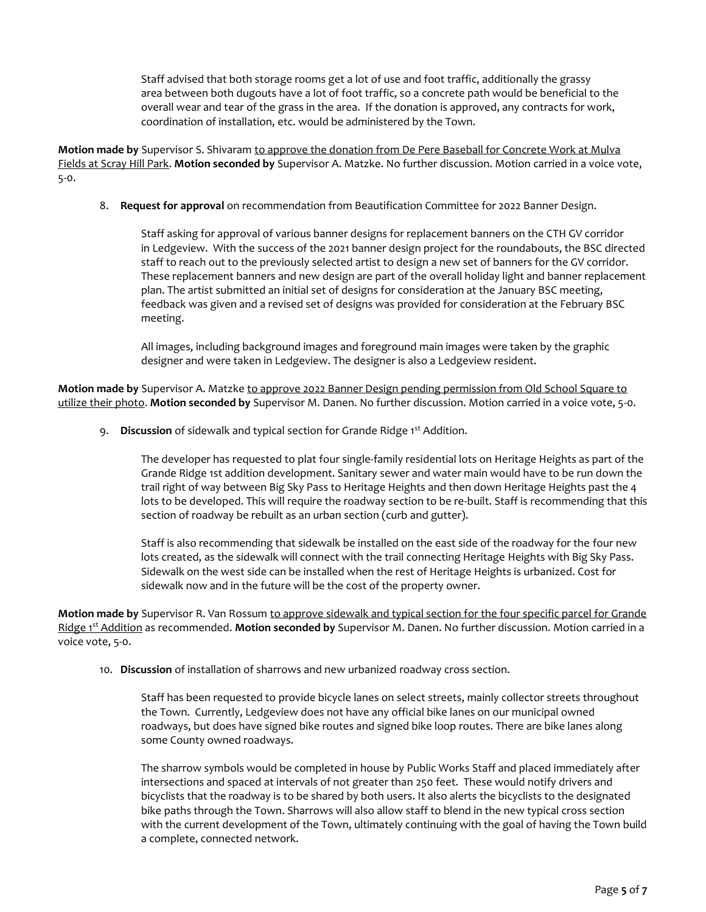Staff advised that both storage rooms get a lot of use and foot traffic, additionally the grassy area between both dugouts have a lot of foot traffic, so a concrete path would be beneficial to the overall wear and tear of the grass in the area. If the donation is approved, any contracts for work, coordination of installation, etc. would be administered by the Town.

**Motion made by** Supervisor S. Shivaram to approve the donation from De Pere Baseball for Concrete Work at Mulva Fields at Scray Hill Park. **Motion seconded by** Supervisor A. Matzke. No further discussion. Motion carried in a voice vote, 5-0.

8. **Request for approval** on recommendation from Beautification Committee for 2022 Banner Design.

   Staff asking for approval of various banner designs for replacement banners on the CTH GV corridor in Ledgeview. With the success of the 2021 banner design project for the roundabouts, the BSC directed staff to reach out to the previously selected artist to design a new set of banners for the GV corridor. These replacement banners and new design are part of the overall holiday light and banner replacement plan. The artist submitted an initial set of designs for consideration at the January BSC meeting, feedback was given and a revised set of designs was provided for consideration at the February BSC meeting.

   All images, including background images and foreground main images were taken by the graphic designer and were taken in Ledgeview. The designer is also a Ledgeview resident.

**Motion made by** Supervisor A. Matzke to approve 2022 Banner Design pending permission from Old School Square to utilize their photo. **Motion seconded by** Supervisor M. Danen. No further discussion. Motion carried in a voice vote, 5-0.

9. **Discussion** of sidewalk and typical section for Grande Ridge 1st Addition.

   The developer has requested to plat four single-family residential lots on Heritage Heights as part of the Grande Ridge 1st addition development. Sanitary sewer and water main would have to be run down the trail right of way between Big Sky Pass to Heritage Heights and then down Heritage Heights past the 4 lots to be developed. This will require the roadway section to be re-built. Staff is recommending that this section of roadway be rebuilt as an urban section (curb and gutter).

   Staff is also recommending that sidewalk be installed on the east side of the roadway for the four new lots created, as the sidewalk will connect with the trail connecting Heritage Heights with Big Sky Pass. Sidewalk on the west side can be installed when the rest of Heritage Heights is urbanized. Cost for sidewalk now and in the future will be the cost of the property owner.

**Motion made by** Supervisor R. Van Rossum to approve sidewalk and typical section for the four specific parcel for Grande Ridge 1st Addition as recommended. **Motion seconded by** Supervisor M. Danen. No further discussion. Motion carried in a voice vote, 5-0.

10. **Discussion** of installation of sharrows and new urbanized roadway cross section.

    Staff has been requested to provide bicycle lanes on select streets, mainly collector streets throughout the Town. Currently, Ledgeview does not have any official bike lanes on our municipal owned roadways, but does have signed bike routes and signed bike loop routes. There are bike lanes along some County owned roadways.

    The sharrow symbols would be completed in house by Public Works Staff and placed immediately after intersections and spaced at intervals of not greater than 250 feet. These would notify drivers and bicyclists that the roadway is to be shared by both users. It also alerts the bicyclists to the designated bike paths through the Town. Sharrows will also allow staff to blend in the new typical cross section with the current development of the Town, ultimately continuing with the goal of having the Town build a complete, connected network.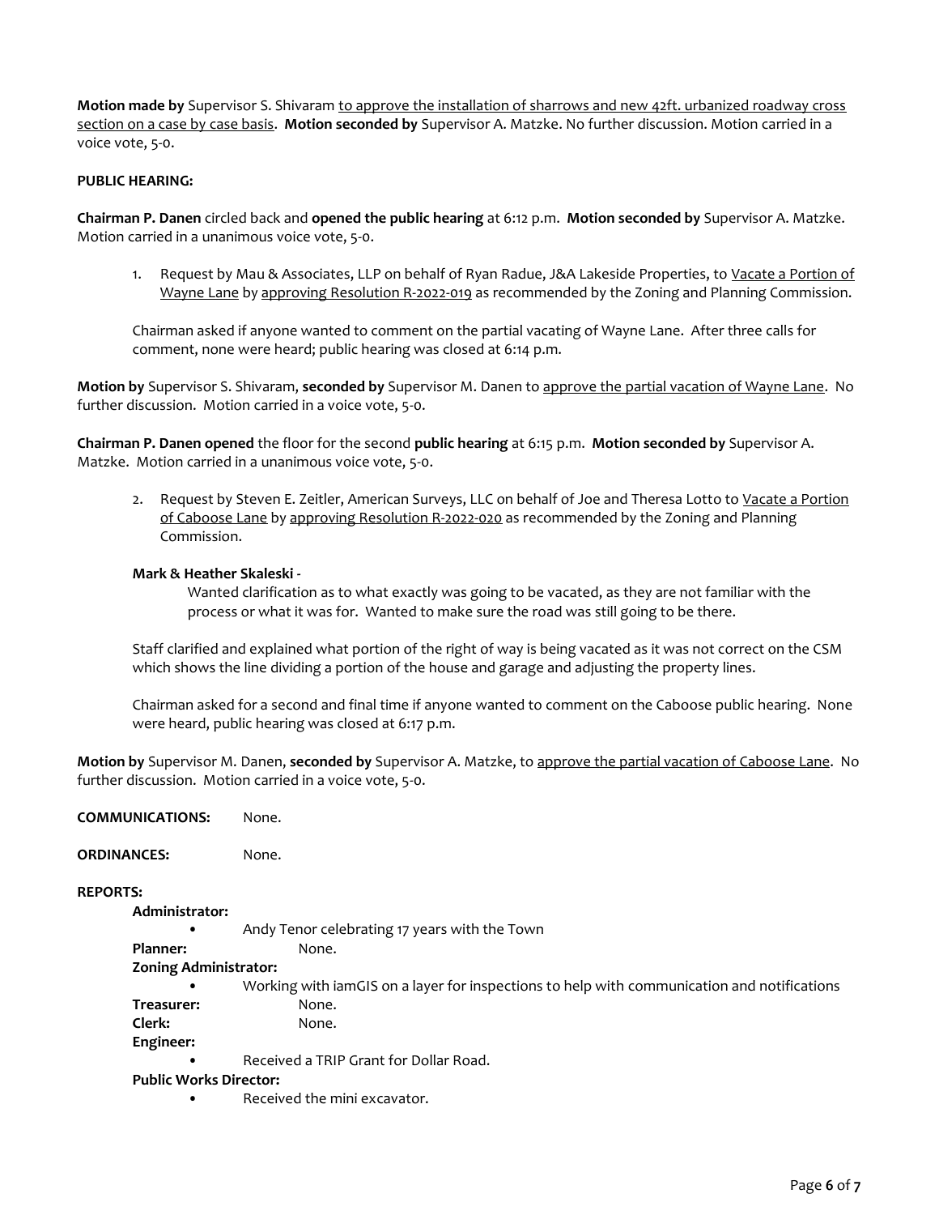**Motion made by** Supervisor S. Shivaram to approve the installation of sharrows and new 42ft. urbanized roadway cross section on a case by case basis. **Motion seconded by** Supervisor A. Matzke. No further discussion. Motion carried in a voice vote, 5-0.

**PUBLIC HEARING:**

**Chairman P. Danen** circled back and **opened the public hearing** at 6:12 p.m. **Motion seconded by** Supervisor A. Matzke. Motion carried in a unanimous voice vote, 5-0.

1. Request by Mau & Associates, LLP on behalf of Ryan Radue, J&A Lakeside Properties, to Vacate a Portion of Wayne Lane by approving Resolution R-2022-019 as recommended by the Zoning and Planning Commission.

   Chairman asked if anyone wanted to comment on the partial vacating of Wayne Lane. After three calls for comment, none were heard; public hearing was closed at 6:14 p.m.

**Motion by** Supervisor S. Shivaram, **seconded by** Supervisor M. Danen to approve the partial vacation of Wayne Lane. No further discussion. Motion carried in a voice vote, 5-0.

**Chairman P. Danen opened** the floor for the second **public hearing** at 6:15 p.m. **Motion seconded by** Supervisor A. Matzke. Motion carried in a unanimous voice vote, 5-0.

2. Request by Steven E. Zeitler, American Surveys, LLC on behalf of Joe and Theresa Lotto to Vacate a Portion of Caboose Lane by approving Resolution R-2022-020 as recommended by the Zoning and Planning Commission.

   **Mark & Heather Skaleski -**

   Wanted clarification as to what exactly was going to be vacated, as they are not familiar with the process or what it was for. Wanted to make sure the road was still going to be there.

   Staff clarified and explained what portion of the right of way is being vacated as it was not correct on the CSM which shows the line dividing a portion of the house and garage and adjusting the property lines.

   Chairman asked for a second and final time if anyone wanted to comment on the Caboose public hearing. None were heard, public hearing was closed at 6:17 p.m.

**Motion by** Supervisor M. Danen, **seconded by** Supervisor A. Matzke, to approve the partial vacation of Caboose Lane. No further discussion. Motion carried in a voice vote, 5-0.

**COMMUNICATIONS:** None.

**ORDINANCES:** None.

**REPORTS:**

**Administrator:**
- Andy Tenor celebrating 17 years with the Town

**Planner:** None.

**Zoning Administrator:**
- Working with iamGIS on a layer for inspections to help with communication and notifications

**Treasurer:** None.

**Clerk:** None.

**Engineer:**
- Received a TRIP Grant for Dollar Road.

**Public Works Director:**
- Received the mini excavator.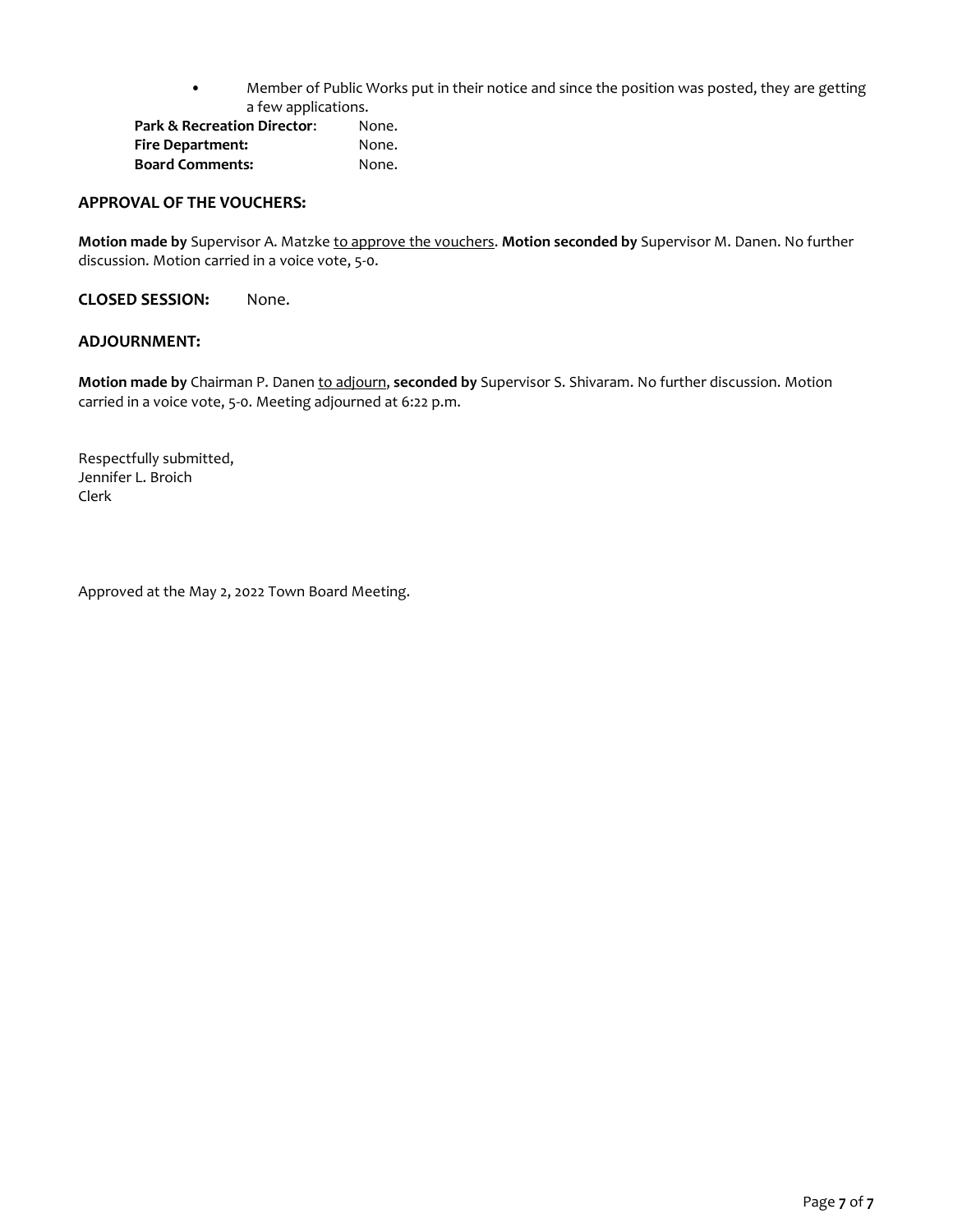- Member of Public Works put in their notice and since the position was posted, they are getting a few applications.

**Park & Recreation Director**: None.
**Fire Department:** None.
**Board Comments:** None.

### APPROVAL OF THE VOUCHERS:

**Motion made by** Supervisor A. Matzke to approve the vouchers. **Motion seconded by** Supervisor M. Danen. No further discussion. Motion carried in a voice vote, 5-0.

### CLOSED SESSION: None.

### ADJOURNMENT:

**Motion made by** Chairman P. Danen to adjourn, **seconded by** Supervisor S. Shivaram. No further discussion. Motion carried in a voice vote, 5-0. Meeting adjourned at 6:22 p.m.

Respectfully submitted,
Jennifer L. Broich
Clerk

Approved at the May 2, 2022 Town Board Meeting.